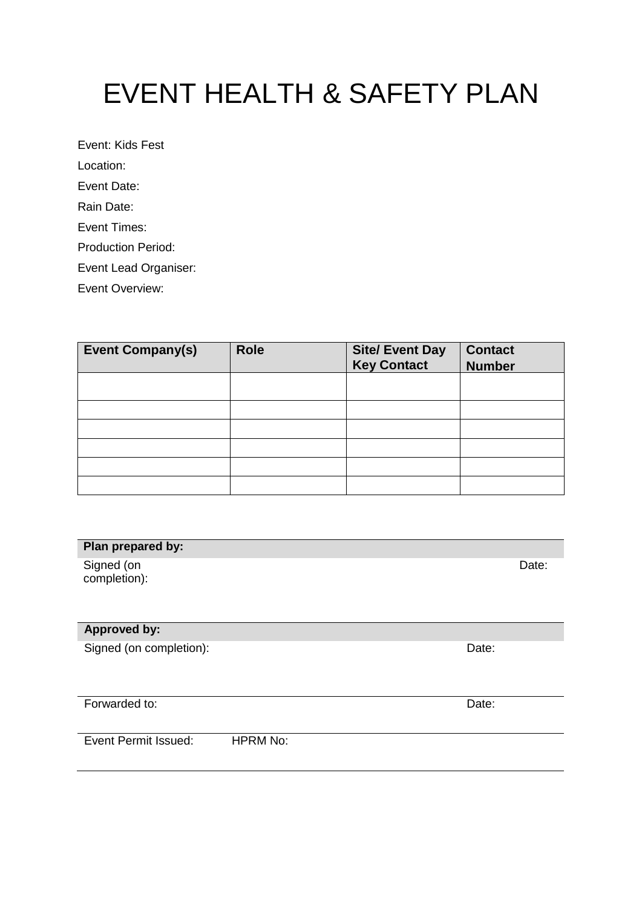# EVENT HEALTH & SAFETY PLAN

Event: Kids Fest

Location:

Event Date:

Rain Date:

Event Times:

Production Period:

Event Lead Organiser:

Event Overview:

| Event Company(s) | Role | Site/ Event Day Key Contact | Contact Number |
|---|---|---|---|
| | | | |
| | | | |
| | | | |
| | | | |
| | | | |
| | | | |

| **Plan prepared by:** | |
|---|---|
| Signed (on completion): | Date: |

| **Approved by:** | |
|---|---|
| Signed (on completion): | Date: |
| Forwarded to: | Date: |
| Event Permit Issued: HPRM No: | |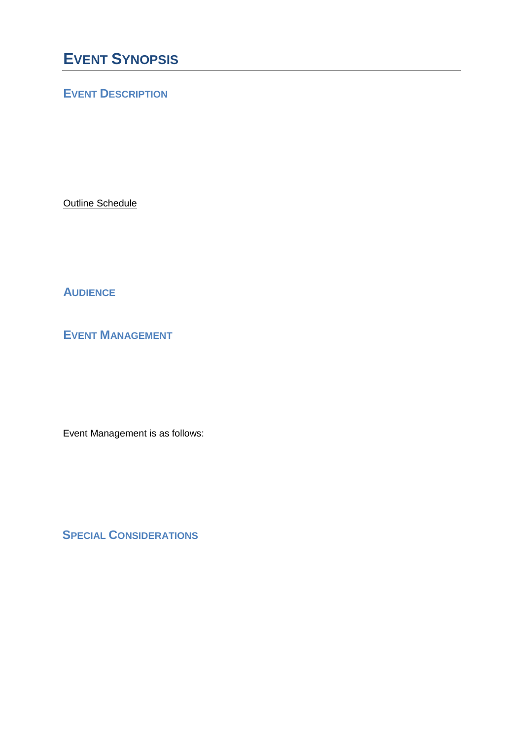# Event Synopsis

## Event Description

Outline Schedule

## Audience

## Event Management

Event Management is as follows:

## Special Considerations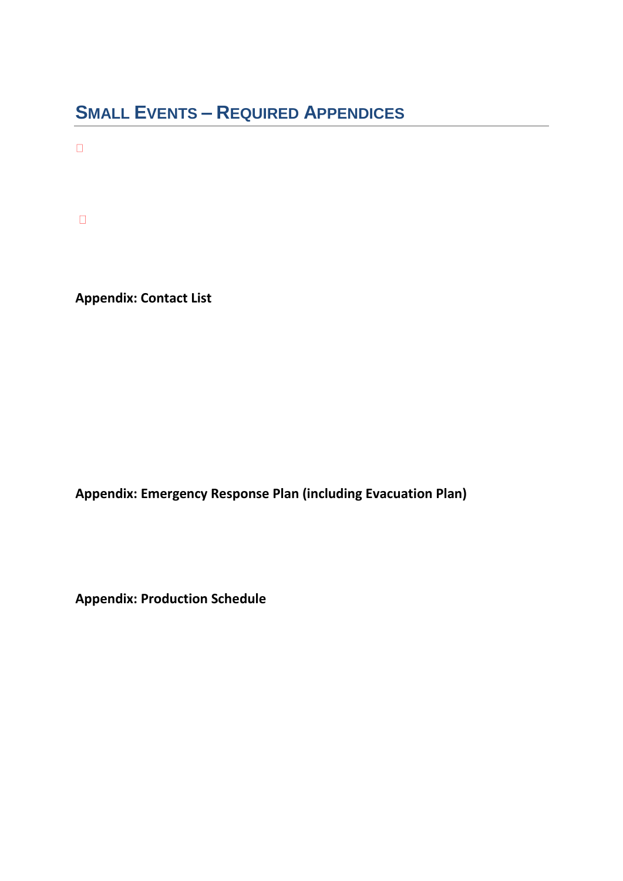## SMALL EVENTS – REQUIRED APPENDICES

**Appendix: Contact List**

**Appendix: Emergency Response Plan (including Evacuation Plan)**

**Appendix: Production Schedule**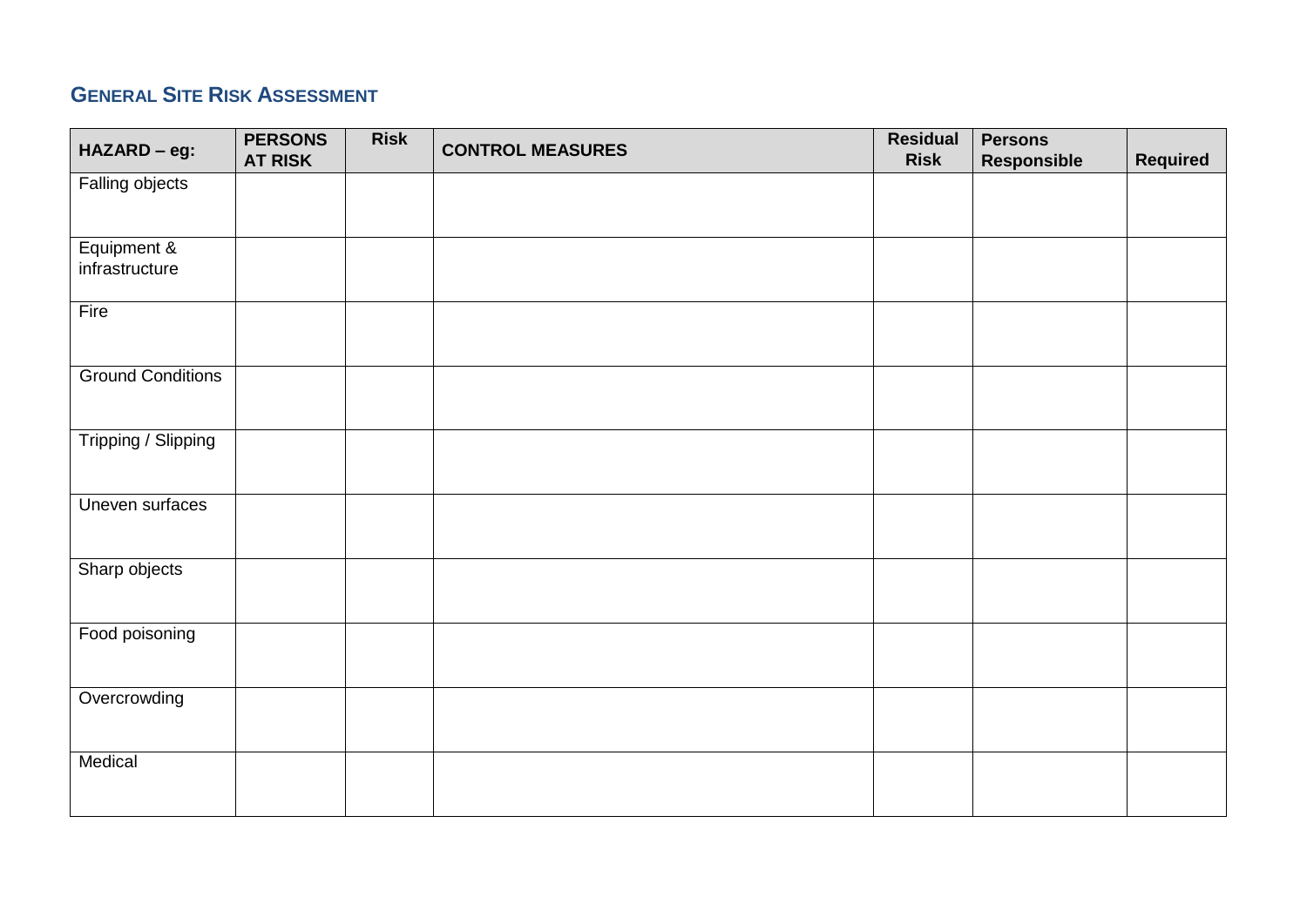## General Site Risk Assessment

| HAZARD – eg: | PERSONS AT RISK | Risk | CONTROL MEASURES | Residual Risk | Persons Responsible | Required |
|---|---|---|---|---|---|---|
| Falling objects | | | | | | |
| Equipment & infrastructure | | | | | | |
| Fire | | | | | | |
| Ground Conditions | | | | | | |
| Tripping / Slipping | | | | | | |
| Uneven surfaces | | | | | | |
| Sharp objects | | | | | | |
| Food poisoning | | | | | | |
| Overcrowding | | | | | | |
| Medical | | | | | | |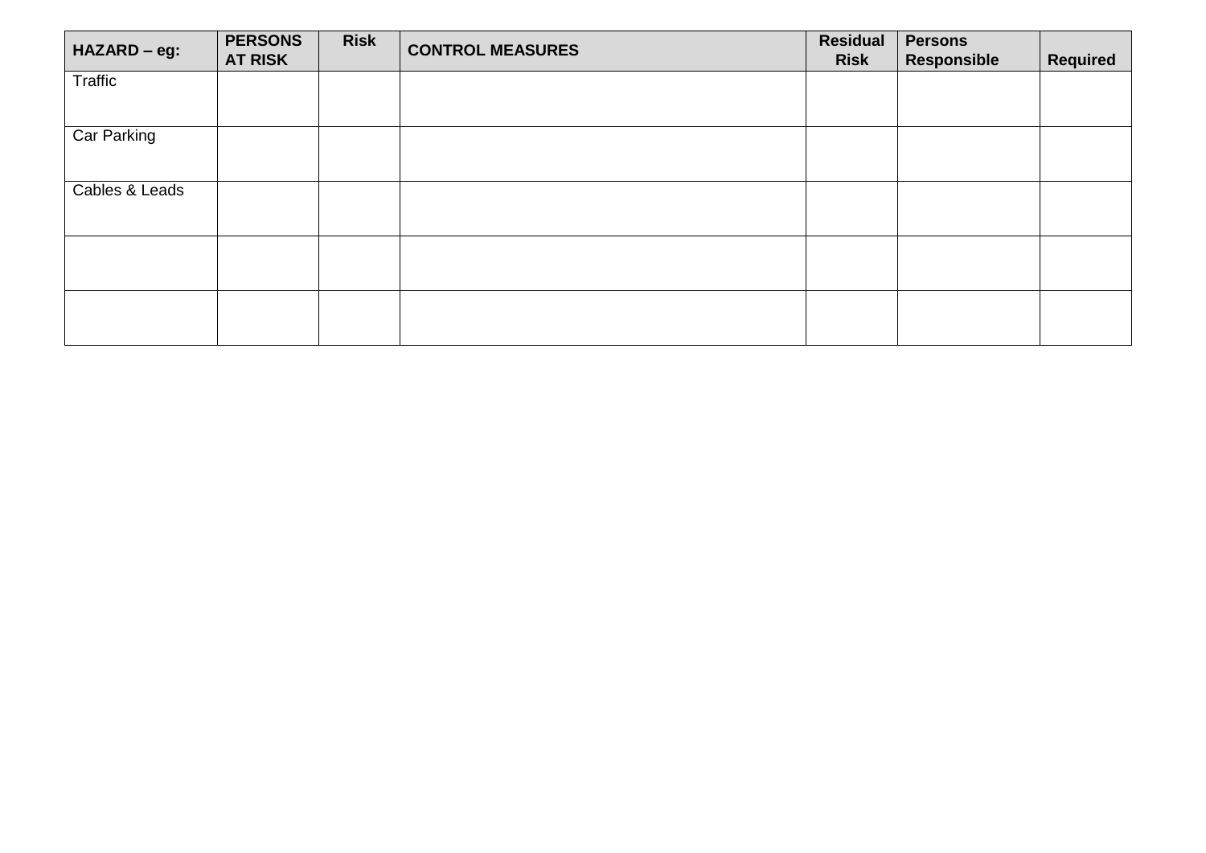| HAZARD – eg: | PERSONS AT RISK | Risk | CONTROL MEASURES | Residual Risk | Persons Responsible | Required |
|---|---|---|---|---|---|---|
| Traffic | | | | | | |
| Car Parking | | | | | | |
| Cables & Leads | | | | | | |
| | | | | | | |
| | | | | | | |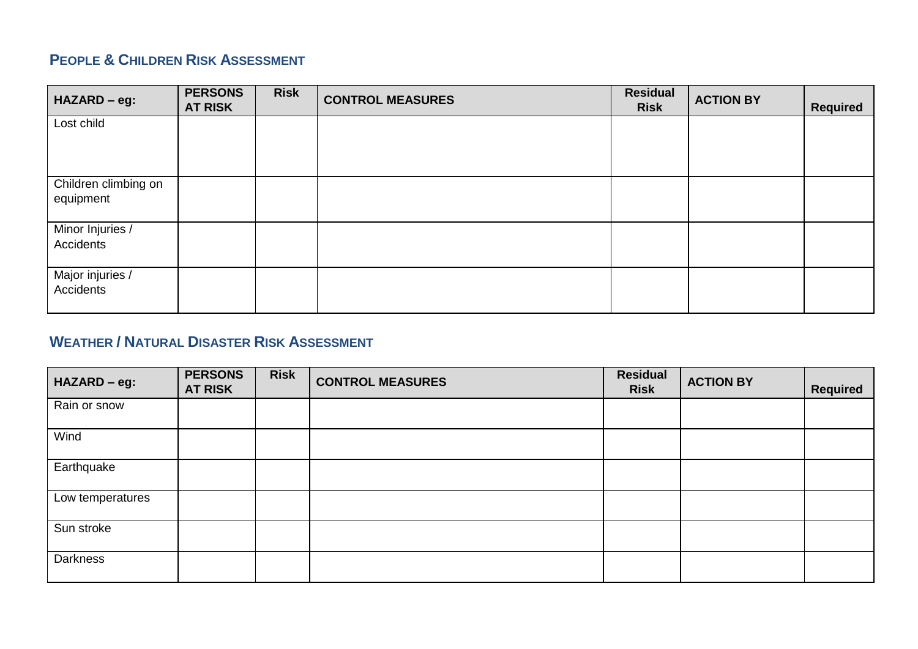## PEOPLE & CHILDREN RISK ASSESSMENT

| HAZARD – eg: | PERSONS AT RISK | Risk | CONTROL MEASURES | Residual Risk | ACTION BY | Required |
|---|---|---|---|---|---|---|
| Lost child | | | | | | |
| Children climbing on equipment | | | | | | |
| Minor Injuries / Accidents | | | | | | |
| Major injuries / Accidents | | | | | | |

## WEATHER / NATURAL DISASTER RISK ASSESSMENT

| HAZARD – eg: | PERSONS AT RISK | Risk | CONTROL MEASURES | Residual Risk | ACTION BY | Required |
|---|---|---|---|---|---|---|
| Rain or snow | | | | | | |
| Wind | | | | | | |
| Earthquake | | | | | | |
| Low temperatures | | | | | | |
| Sun stroke | | | | | | |
| Darkness | | | | | | |